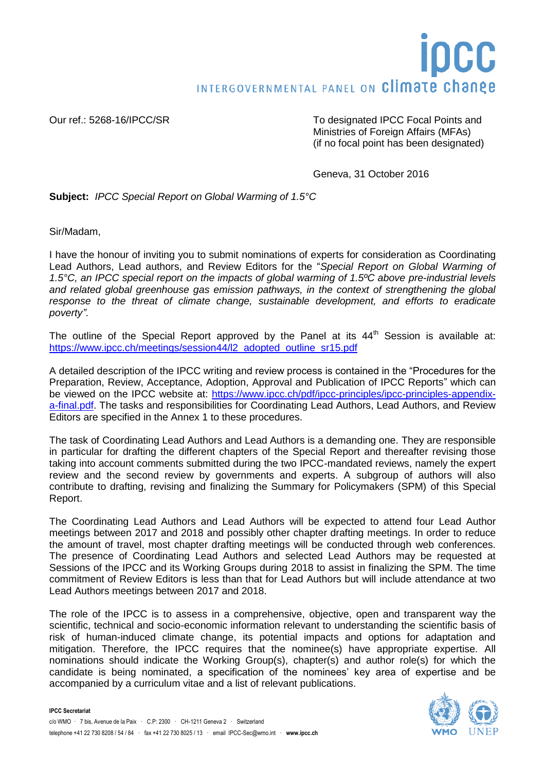Our ref.: 5268-16/IPCC/SR

To designated IPCC Focal Points and Ministries of Foreign Affairs (MFAs) (if no focal point has been designated)

Geneva, 31 October 2016

**Subject:** *IPCC Special Report on Global Warming of 1.5°C*

Sir/Madam,

I have the honour of inviting you to submit nominations of experts for consideration as Coordinating Lead Authors, Lead authors, and Review Editors for the "*Special Report on Global Warming of 1.5°C, an IPCC special report on the impacts of global warming of 1.5ºC above pre-industrial levels and related global greenhouse gas emission pathways, in the context of strengthening the global response to the threat of climate change, sustainable development, and efforts to eradicate poverty"*.

The outline of the Special Report approved by the Panel at its 44th Session is available at: [https://www.ipcc.ch/meetings/session44/l2_adopted_outline_sr15.pdf](https://www.ipcc.ch/meetings/session44/l2_adopted_outline_sr15.pdf)

A detailed description of the IPCC writing and review process is contained in the "Procedures for the Preparation, Review, Acceptance, Adoption, Approval and Publication of IPCC Reports" which can be viewed on the IPCC website at: [https://www.ipcc.ch/pdf/ipcc-principles/ipcc-principles-appendix-a-final.pdf](https://www.ipcc.ch/pdf/ipcc-principles/ipcc-principles-appendix-a-final.pdf). The tasks and responsibilities for Coordinating Lead Authors, Lead Authors, and Review Editors are specified in the Annex 1 to these procedures.

The task of Coordinating Lead Authors and Lead Authors is a demanding one. They are responsible in particular for drafting the different chapters of the Special Report and thereafter revising those taking into account comments submitted during the two IPCC-mandated reviews, namely the expert review and the second review by governments and experts. A subgroup of authors will also contribute to drafting, revising and finalizing the Summary for Policymakers (SPM) of this Special Report.

The Coordinating Lead Authors and Lead Authors will be expected to attend four Lead Author meetings between 2017 and 2018 and possibly other chapter drafting meetings. In order to reduce the amount of travel, most chapter drafting meetings will be conducted through web conferences. The presence of Coordinating Lead Authors and selected Lead Authors may be requested at Sessions of the IPCC and its Working Groups during 2018 to assist in finalizing the SPM. The time commitment of Review Editors is less than that for Lead Authors but will include attendance at two Lead Authors meetings between 2017 and 2018.

The role of the IPCC is to assess in a comprehensive, objective, open and transparent way the scientific, technical and socio-economic information relevant to understanding the scientific basis of risk of human-induced climate change, its potential impacts and options for adaptation and mitigation. Therefore, the IPCC requires that the nominee(s) have appropriate expertise. All nominations should indicate the Working Group(s), chapter(s) and author role(s) for which the candidate is being nominated, a specification of the nominees' key area of expertise and be accompanied by a curriculum vitae and a list of relevant publications.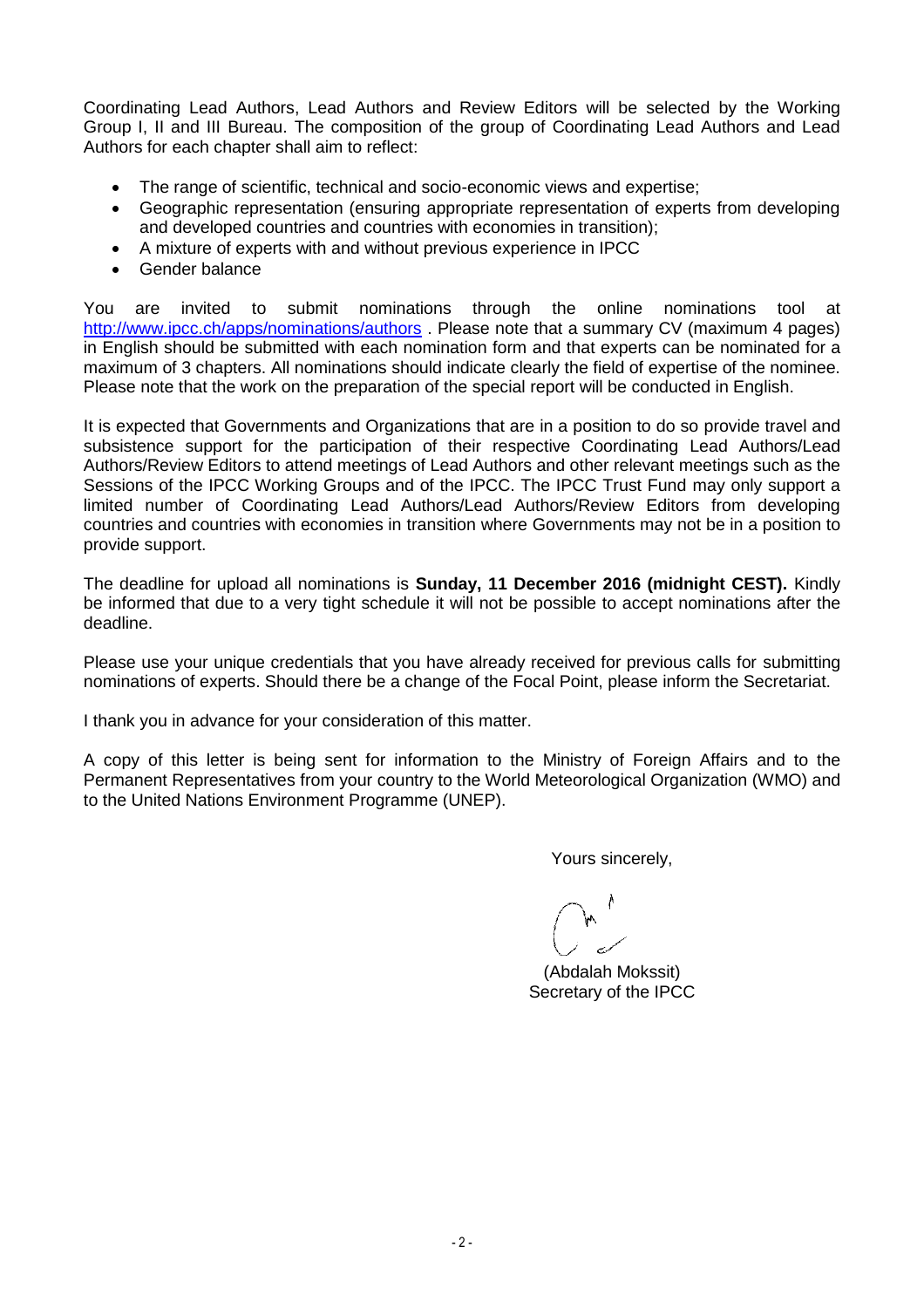Coordinating Lead Authors, Lead Authors and Review Editors will be selected by the Working Group I, II and III Bureau. The composition of the group of Coordinating Lead Authors and Lead Authors for each chapter shall aim to reflect:

- The range of scientific, technical and socio-economic views and expertise;
- Geographic representation (ensuring appropriate representation of experts from developing and developed countries and countries with economies in transition);
- A mixture of experts with and without previous experience in IPCC
- Gender balance

You are invited to submit nominations through the online nominations tool at http://www.ipcc.ch/apps/nominations/authors . Please note that a summary CV (maximum 4 pages) in English should be submitted with each nomination form and that experts can be nominated for a maximum of 3 chapters. All nominations should indicate clearly the field of expertise of the nominee. Please note that the work on the preparation of the special report will be conducted in English.

It is expected that Governments and Organizations that are in a position to do so provide travel and subsistence support for the participation of their respective Coordinating Lead Authors/Lead Authors/Review Editors to attend meetings of Lead Authors and other relevant meetings such as the Sessions of the IPCC Working Groups and of the IPCC. The IPCC Trust Fund may only support a limited number of Coordinating Lead Authors/Lead Authors/Review Editors from developing countries and countries with economies in transition where Governments may not be in a position to provide support.

The deadline for upload all nominations is **Sunday, 11 December 2016 (midnight CEST).** Kindly be informed that due to a very tight schedule it will not be possible to accept nominations after the deadline.

Please use your unique credentials that you have already received for previous calls for submitting nominations of experts. Should there be a change of the Focal Point, please inform the Secretariat.

I thank you in advance for your consideration of this matter.

A copy of this letter is being sent for information to the Ministry of Foreign Affairs and to the Permanent Representatives from your country to the World Meteorological Organization (WMO) and to the United Nations Environment Programme (UNEP).

Yours sincerely,

(Abdalah Mokssit)
Secretary of the IPCC